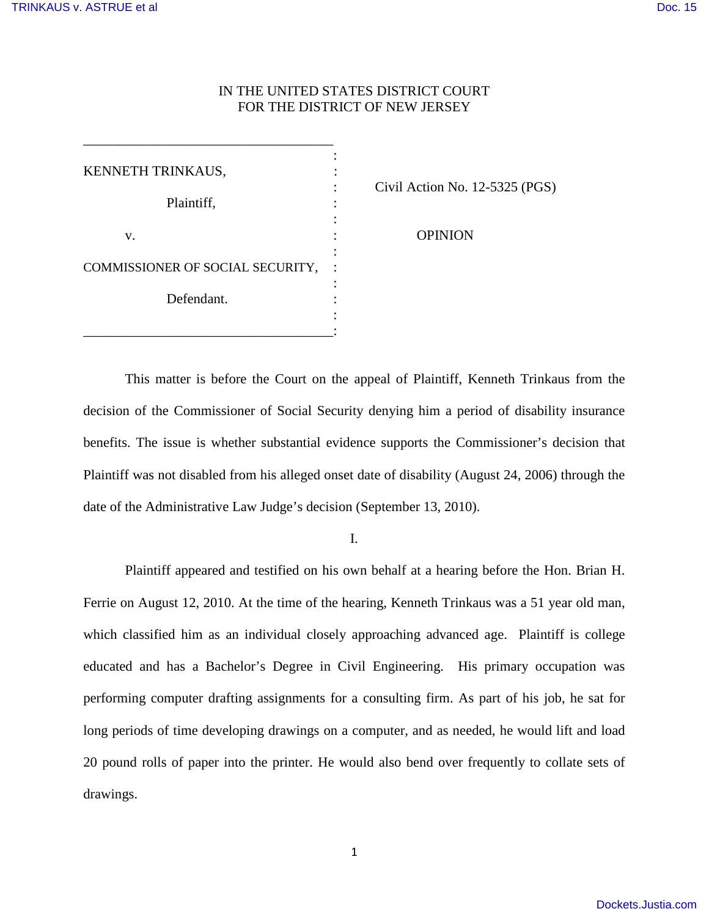IN THE UNITED STATES DISTRICT COURT
FOR THE DISTRICT OF NEW JERSEY

| | |
|---|---|
| KENNETH TRINKAUS,<br><br>Plaintiff,<br><br>v.<br><br>COMMISSIONER OF SOCIAL SECURITY,<br><br>Defendant. | Civil Action No. 12-5325 (PGS)<br><br>OPINION |

This matter is before the Court on the appeal of Plaintiff, Kenneth Trinkaus from the decision of the Commissioner of Social Security denying him a period of disability insurance benefits. The issue is whether substantial evidence supports the Commissioner's decision that Plaintiff was not disabled from his alleged onset date of disability (August 24, 2006) through the date of the Administrative Law Judge's decision (September 13, 2010).

I.

Plaintiff appeared and testified on his own behalf at a hearing before the Hon. Brian H. Ferrie on August 12, 2010. At the time of the hearing, Kenneth Trinkaus was a 51 year old man, which classified him as an individual closely approaching advanced age. Plaintiff is college educated and has a Bachelor's Degree in Civil Engineering. His primary occupation was performing computer drafting assignments for a consulting firm. As part of his job, he sat for long periods of time developing drawings on a computer, and as needed, he would lift and load 20 pound rolls of paper into the printer. He would also bend over frequently to collate sets of drawings.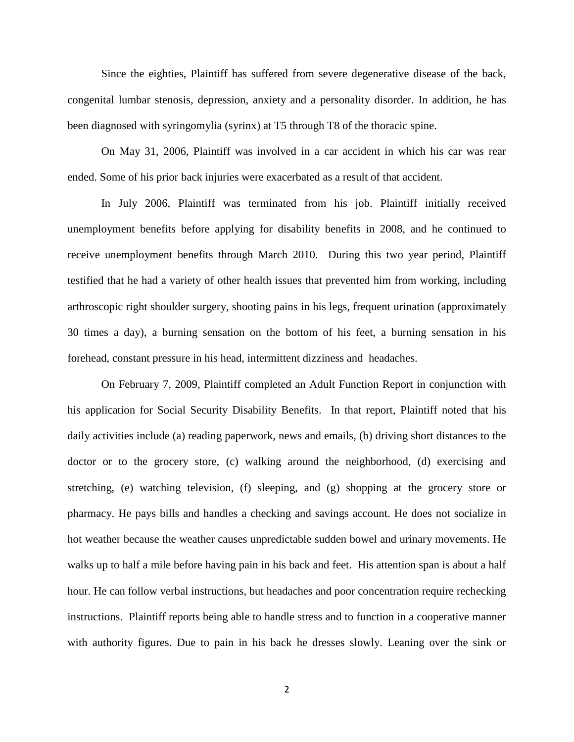Since the eighties, Plaintiff has suffered from severe degenerative disease of the back, congenital lumbar stenosis, depression, anxiety and a personality disorder. In addition, he has been diagnosed with syringomylia (syrinx) at T5 through T8 of the thoracic spine.

On May 31, 2006, Plaintiff was involved in a car accident in which his car was rear ended. Some of his prior back injuries were exacerbated as a result of that accident.

In July 2006, Plaintiff was terminated from his job. Plaintiff initially received unemployment benefits before applying for disability benefits in 2008, and he continued to receive unemployment benefits through March 2010. During this two year period, Plaintiff testified that he had a variety of other health issues that prevented him from working, including arthroscopic right shoulder surgery, shooting pains in his legs, frequent urination (approximately 30 times a day), a burning sensation on the bottom of his feet, a burning sensation in his forehead, constant pressure in his head, intermittent dizziness and headaches.

On February 7, 2009, Plaintiff completed an Adult Function Report in conjunction with his application for Social Security Disability Benefits. In that report, Plaintiff noted that his daily activities include (a) reading paperwork, news and emails, (b) driving short distances to the doctor or to the grocery store, (c) walking around the neighborhood, (d) exercising and stretching, (e) watching television, (f) sleeping, and (g) shopping at the grocery store or pharmacy. He pays bills and handles a checking and savings account. He does not socialize in hot weather because the weather causes unpredictable sudden bowel and urinary movements. He walks up to half a mile before having pain in his back and feet. His attention span is about a half hour. He can follow verbal instructions, but headaches and poor concentration require rechecking instructions. Plaintiff reports being able to handle stress and to function in a cooperative manner with authority figures. Due to pain in his back he dresses slowly. Leaning over the sink or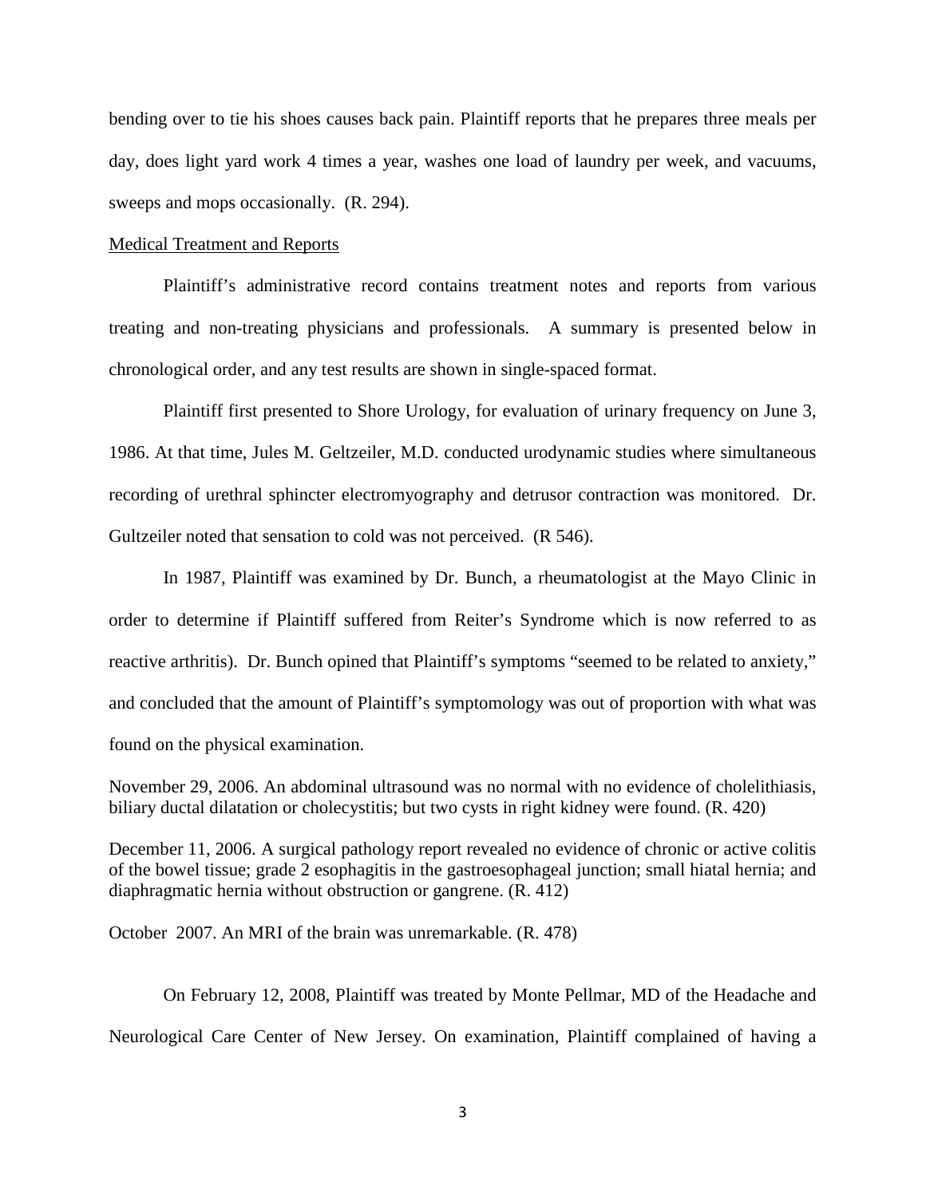bending over to tie his shoes causes back pain. Plaintiff reports that he prepares three meals per day, does light yard work 4 times a year, washes one load of laundry per week, and vacuums, sweeps and mops occasionally. (R. 294).

<u>Medical Treatment and Reports</u>

Plaintiff's administrative record contains treatment notes and reports from various treating and non-treating physicians and professionals. A summary is presented below in chronological order, and any test results are shown in single-spaced format.

Plaintiff first presented to Shore Urology, for evaluation of urinary frequency on June 3, 1986. At that time, Jules M. Geltzeiler, M.D. conducted urodynamic studies where simultaneous recording of urethral sphincter electromyography and detrusor contraction was monitored. Dr. Gultzeiler noted that sensation to cold was not perceived. (R 546).

In 1987, Plaintiff was examined by Dr. Bunch, a rheumatologist at the Mayo Clinic in order to determine if Plaintiff suffered from Reiter's Syndrome which is now referred to as reactive arthritis). Dr. Bunch opined that Plaintiff's symptoms "seemed to be related to anxiety," and concluded that the amount of Plaintiff's symptomology was out of proportion with what was found on the physical examination.

November 29, 2006. An abdominal ultrasound was no normal with no evidence of cholelithiasis, biliary ductal dilatation or cholecystitis; but two cysts in right kidney were found. (R. 420)

December 11, 2006. A surgical pathology report revealed no evidence of chronic or active colitis of the bowel tissue; grade 2 esophagitis in the gastroesophageal junction; small hiatal hernia; and diaphragmatic hernia without obstruction or gangrene. (R. 412)

October 2007. An MRI of the brain was unremarkable. (R. 478)

On February 12, 2008, Plaintiff was treated by Monte Pellmar, MD of the Headache and Neurological Care Center of New Jersey. On examination, Plaintiff complained of having a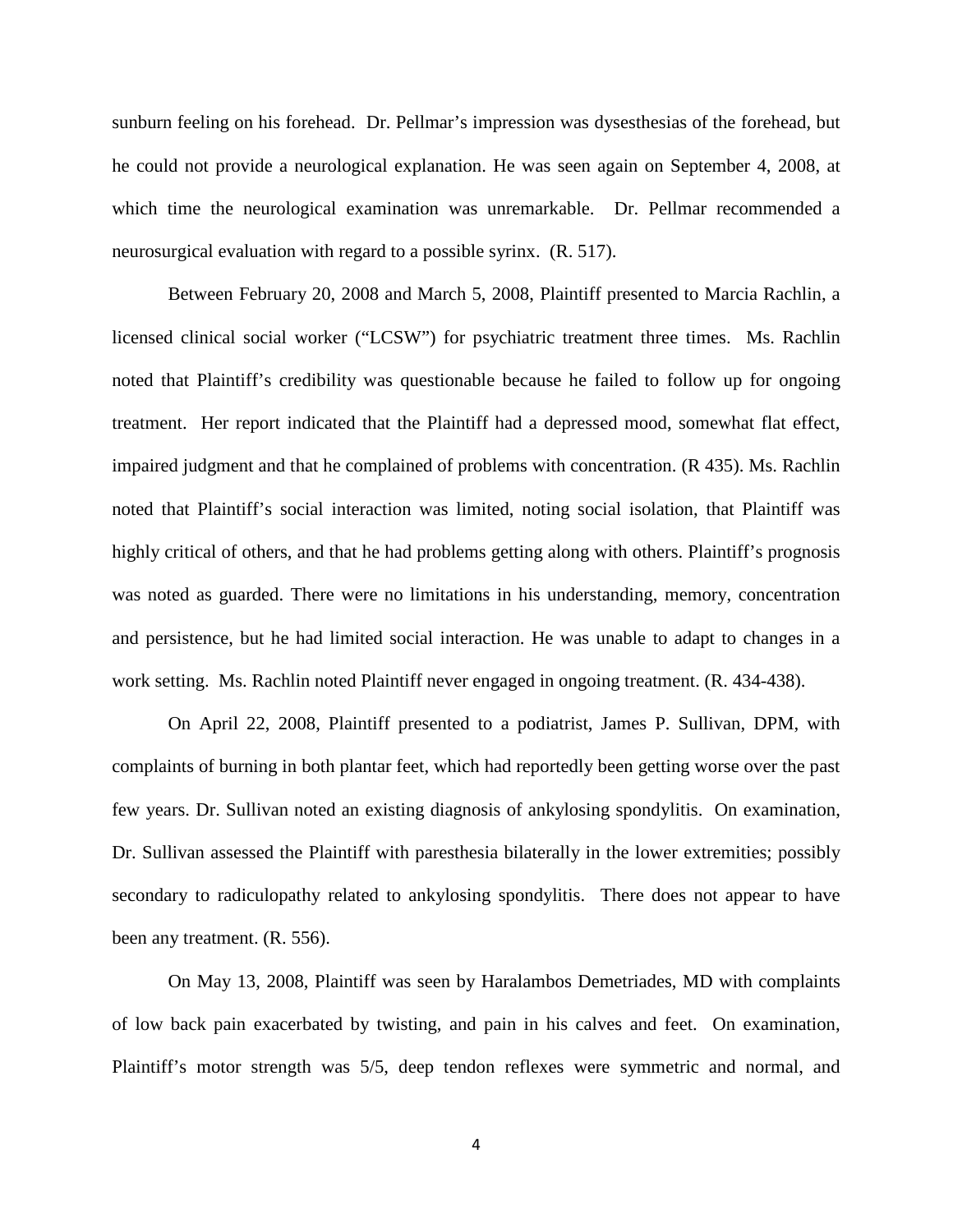sunburn feeling on his forehead. Dr. Pellmar's impression was dysesthesias of the forehead, but he could not provide a neurological explanation. He was seen again on September 4, 2008, at which time the neurological examination was unremarkable. Dr. Pellmar recommended a neurosurgical evaluation with regard to a possible syrinx. (R. 517).

Between February 20, 2008 and March 5, 2008, Plaintiff presented to Marcia Rachlin, a licensed clinical social worker ("LCSW") for psychiatric treatment three times. Ms. Rachlin noted that Plaintiff's credibility was questionable because he failed to follow up for ongoing treatment. Her report indicated that the Plaintiff had a depressed mood, somewhat flat effect, impaired judgment and that he complained of problems with concentration. (R 435). Ms. Rachlin noted that Plaintiff's social interaction was limited, noting social isolation, that Plaintiff was highly critical of others, and that he had problems getting along with others. Plaintiff's prognosis was noted as guarded. There were no limitations in his understanding, memory, concentration and persistence, but he had limited social interaction. He was unable to adapt to changes in a work setting. Ms. Rachlin noted Plaintiff never engaged in ongoing treatment. (R. 434-438).

On April 22, 2008, Plaintiff presented to a podiatrist, James P. Sullivan, DPM, with complaints of burning in both plantar feet, which had reportedly been getting worse over the past few years. Dr. Sullivan noted an existing diagnosis of ankylosing spondylitis. On examination, Dr. Sullivan assessed the Plaintiff with paresthesia bilaterally in the lower extremities; possibly secondary to radiculopathy related to ankylosing spondylitis. There does not appear to have been any treatment. (R. 556).

On May 13, 2008, Plaintiff was seen by Haralambos Demetriades, MD with complaints of low back pain exacerbated by twisting, and pain in his calves and feet. On examination, Plaintiff's motor strength was 5/5, deep tendon reflexes were symmetric and normal, and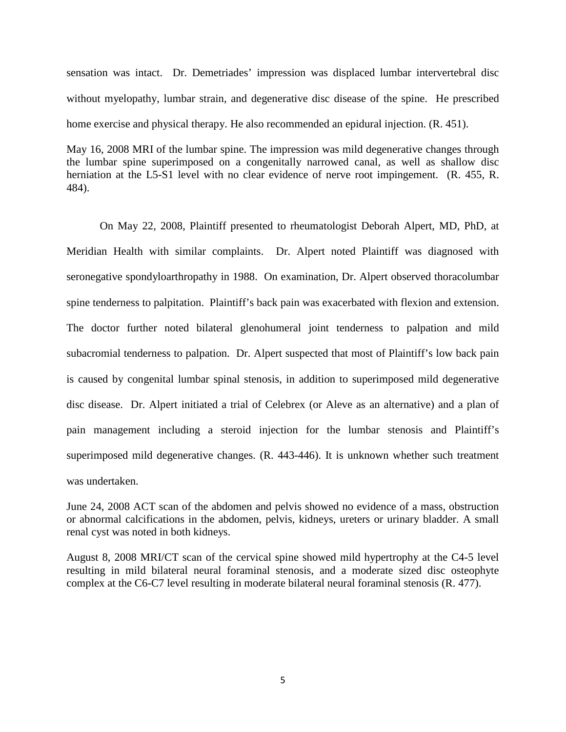sensation was intact. Dr. Demetriades' impression was displaced lumbar intervertebral disc without myelopathy, lumbar strain, and degenerative disc disease of the spine. He prescribed home exercise and physical therapy. He also recommended an epidural injection. (R. 451).

May 16, 2008 MRI of the lumbar spine. The impression was mild degenerative changes through the lumbar spine superimposed on a congenitally narrowed canal, as well as shallow disc herniation at the L5-S1 level with no clear evidence of nerve root impingement. (R. 455, R. 484).

On May 22, 2008, Plaintiff presented to rheumatologist Deborah Alpert, MD, PhD, at Meridian Health with similar complaints. Dr. Alpert noted Plaintiff was diagnosed with seronegative spondyloarthropathy in 1988. On examination, Dr. Alpert observed thoracolumbar spine tenderness to palpitation. Plaintiff's back pain was exacerbated with flexion and extension. The doctor further noted bilateral glenohumeral joint tenderness to palpation and mild subacromial tenderness to palpation. Dr. Alpert suspected that most of Plaintiff's low back pain is caused by congenital lumbar spinal stenosis, in addition to superimposed mild degenerative disc disease. Dr. Alpert initiated a trial of Celebrex (or Aleve as an alternative) and a plan of pain management including a steroid injection for the lumbar stenosis and Plaintiff's superimposed mild degenerative changes. (R. 443-446). It is unknown whether such treatment was undertaken.

June 24, 2008 ACT scan of the abdomen and pelvis showed no evidence of a mass, obstruction or abnormal calcifications in the abdomen, pelvis, kidneys, ureters or urinary bladder. A small renal cyst was noted in both kidneys.

August 8, 2008 MRI/CT scan of the cervical spine showed mild hypertrophy at the C4-5 level resulting in mild bilateral neural foraminal stenosis, and a moderate sized disc osteophyte complex at the C6-C7 level resulting in moderate bilateral neural foraminal stenosis (R. 477).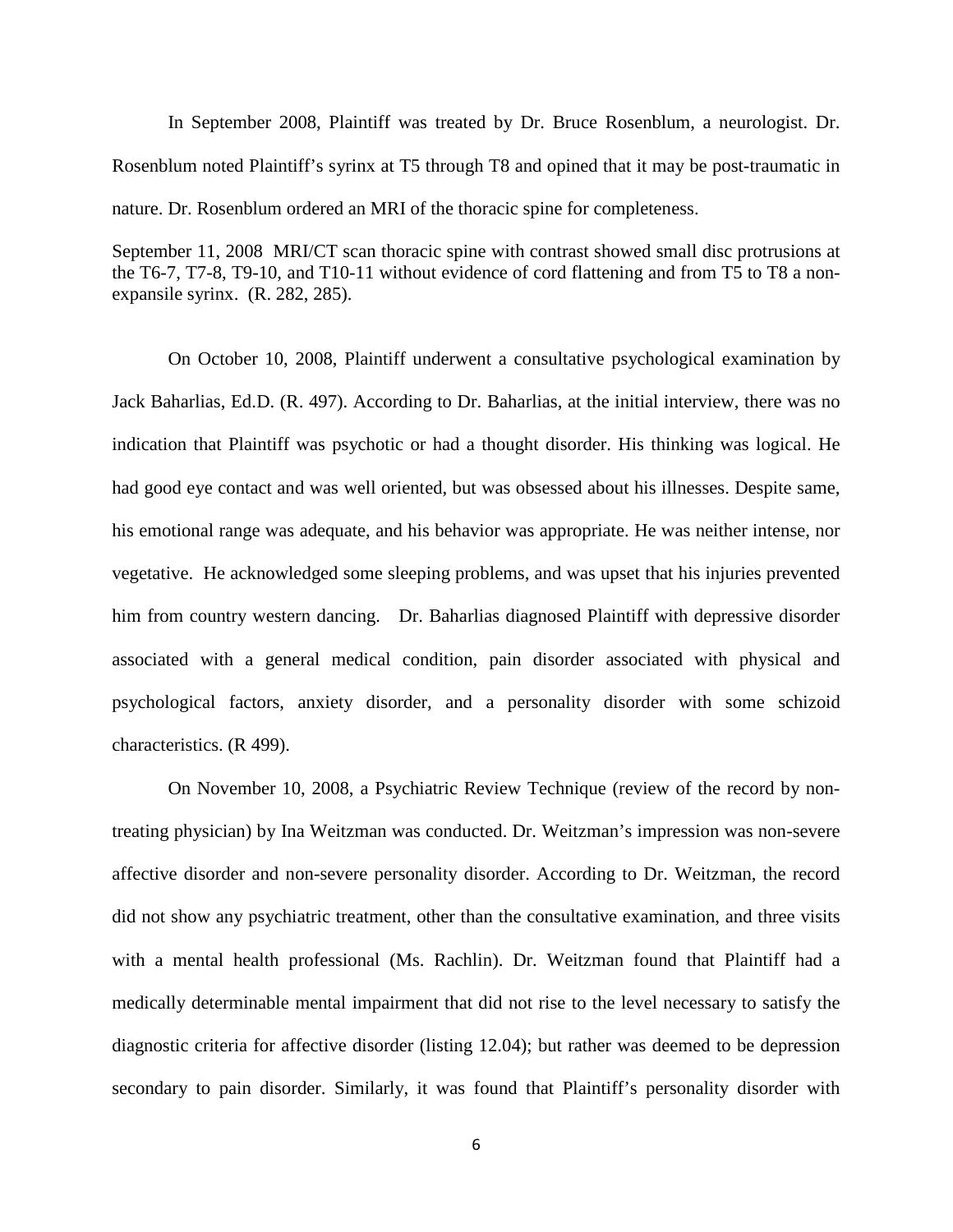In September 2008, Plaintiff was treated by Dr. Bruce Rosenblum, a neurologist. Dr. Rosenblum noted Plaintiff's syrinx at T5 through T8 and opined that it may be post-traumatic in nature. Dr. Rosenblum ordered an MRI of the thoracic spine for completeness.

September 11, 2008 MRI/CT scan thoracic spine with contrast showed small disc protrusions at the T6-7, T7-8, T9-10, and T10-11 without evidence of cord flattening and from T5 to T8 a non-expansile syrinx. (R. 282, 285).

On October 10, 2008, Plaintiff underwent a consultative psychological examination by Jack Baharlias, Ed.D. (R. 497). According to Dr. Baharlias, at the initial interview, there was no indication that Plaintiff was psychotic or had a thought disorder. His thinking was logical. He had good eye contact and was well oriented, but was obsessed about his illnesses. Despite same, his emotional range was adequate, and his behavior was appropriate. He was neither intense, nor vegetative. He acknowledged some sleeping problems, and was upset that his injuries prevented him from country western dancing. Dr. Baharlias diagnosed Plaintiff with depressive disorder associated with a general medical condition, pain disorder associated with physical and psychological factors, anxiety disorder, and a personality disorder with some schizoid characteristics. (R 499).

On November 10, 2008, a Psychiatric Review Technique (review of the record by non-treating physician) by Ina Weitzman was conducted. Dr. Weitzman's impression was non-severe affective disorder and non-severe personality disorder. According to Dr. Weitzman, the record did not show any psychiatric treatment, other than the consultative examination, and three visits with a mental health professional (Ms. Rachlin). Dr. Weitzman found that Plaintiff had a medically determinable mental impairment that did not rise to the level necessary to satisfy the diagnostic criteria for affective disorder (listing 12.04); but rather was deemed to be depression secondary to pain disorder. Similarly, it was found that Plaintiff's personality disorder with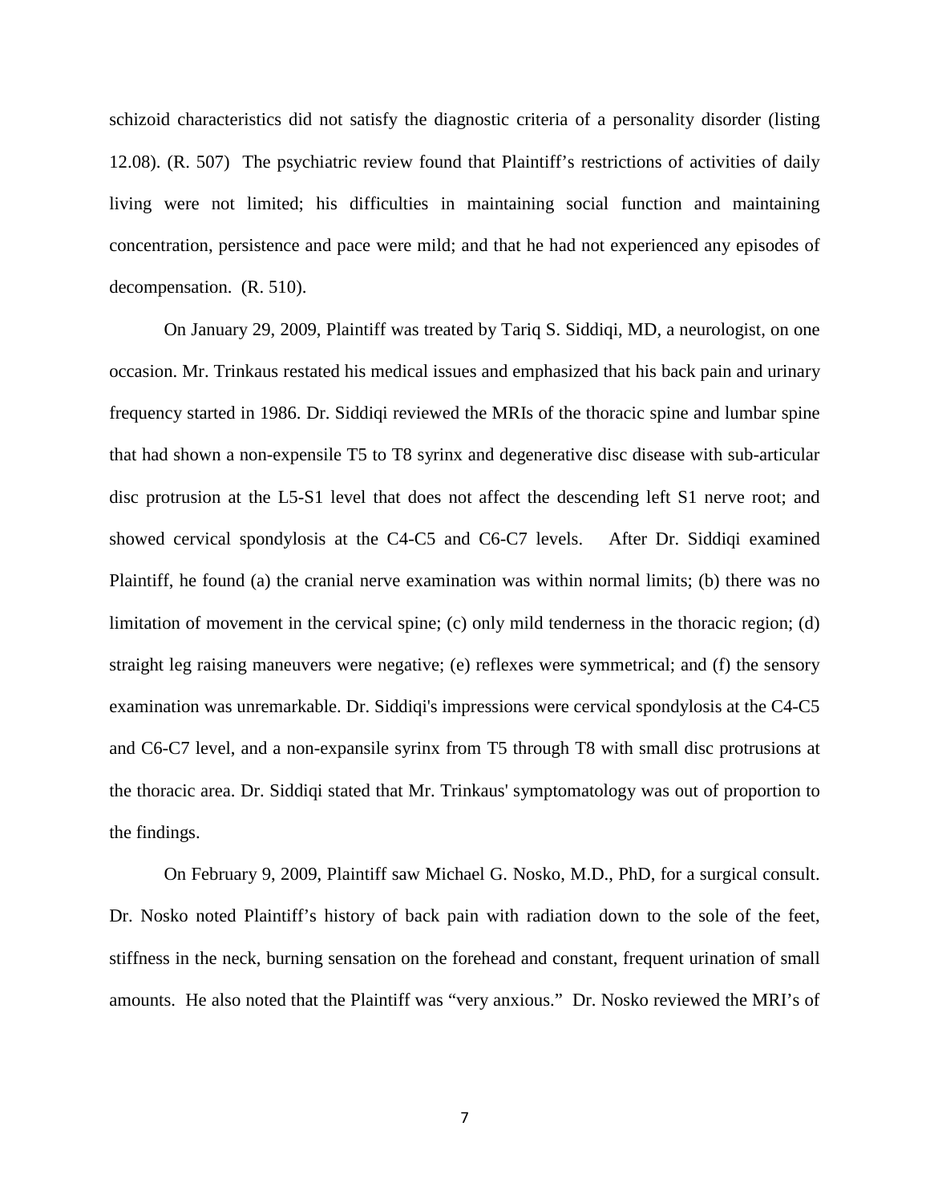schizoid characteristics did not satisfy the diagnostic criteria of a personality disorder (listing 12.08). (R. 507) The psychiatric review found that Plaintiff's restrictions of activities of daily living were not limited; his difficulties in maintaining social function and maintaining concentration, persistence and pace were mild; and that he had not experienced any episodes of decompensation. (R. 510).

On January 29, 2009, Plaintiff was treated by Tariq S. Siddiqi, MD, a neurologist, on one occasion. Mr. Trinkaus restated his medical issues and emphasized that his back pain and urinary frequency started in 1986. Dr. Siddiqi reviewed the MRIs of the thoracic spine and lumbar spine that had shown a non-expensile T5 to T8 syrinx and degenerative disc disease with sub-articular disc protrusion at the L5-S1 level that does not affect the descending left S1 nerve root; and showed cervical spondylosis at the C4-C5 and C6-C7 levels. After Dr. Siddiqi examined Plaintiff, he found (a) the cranial nerve examination was within normal limits; (b) there was no limitation of movement in the cervical spine; (c) only mild tenderness in the thoracic region; (d) straight leg raising maneuvers were negative; (e) reflexes were symmetrical; and (f) the sensory examination was unremarkable. Dr. Siddiqi's impressions were cervical spondylosis at the C4-C5 and C6-C7 level, and a non-expansile syrinx from T5 through T8 with small disc protrusions at the thoracic area. Dr. Siddiqi stated that Mr. Trinkaus' symptomatology was out of proportion to the findings.

On February 9, 2009, Plaintiff saw Michael G. Nosko, M.D., PhD, for a surgical consult. Dr. Nosko noted Plaintiff's history of back pain with radiation down to the sole of the feet, stiffness in the neck, burning sensation on the forehead and constant, frequent urination of small amounts. He also noted that the Plaintiff was "very anxious." Dr. Nosko reviewed the MRI's of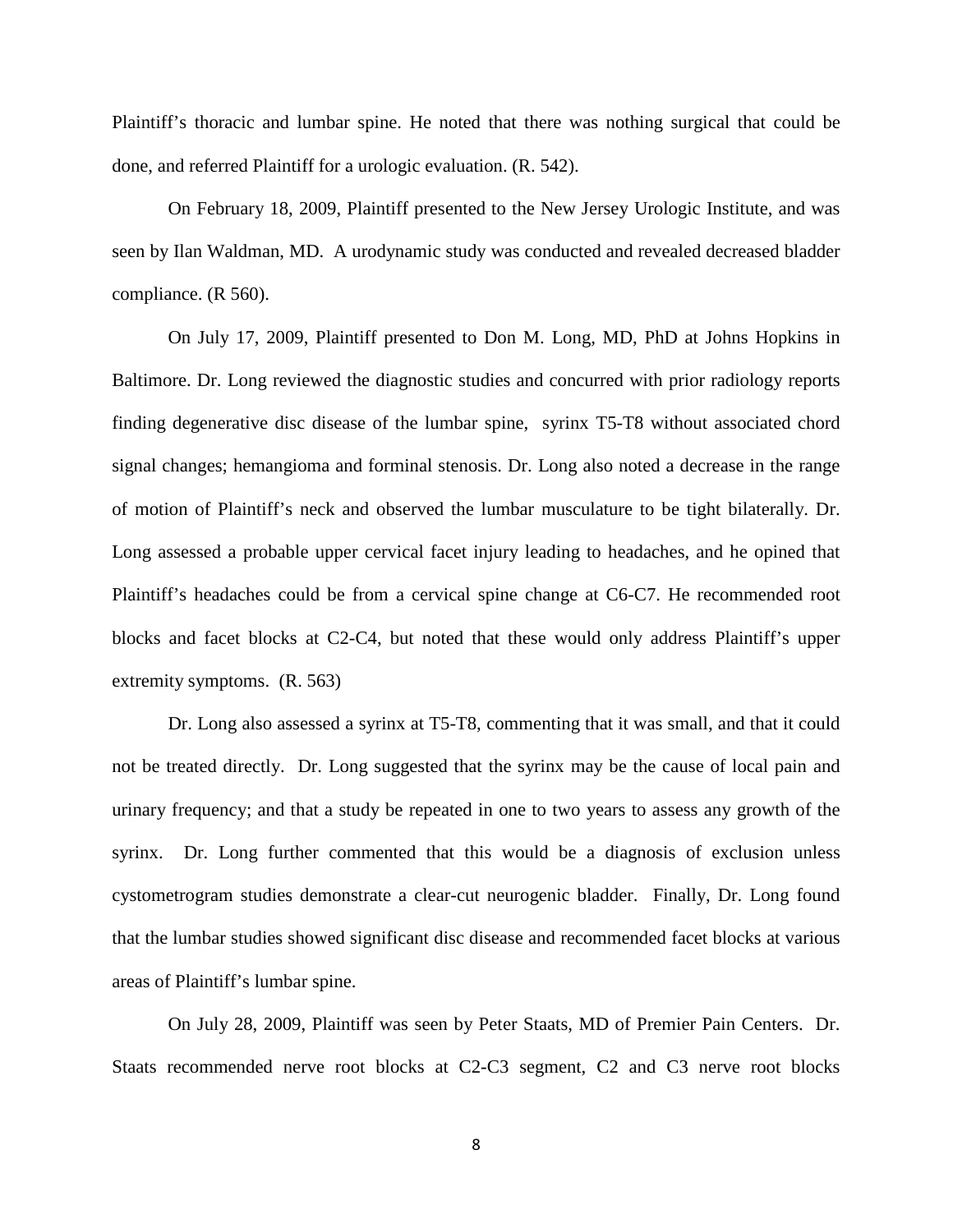Plaintiff's thoracic and lumbar spine. He noted that there was nothing surgical that could be done, and referred Plaintiff for a urologic evaluation. (R. 542).

On February 18, 2009, Plaintiff presented to the New Jersey Urologic Institute, and was seen by Ilan Waldman, MD. A urodynamic study was conducted and revealed decreased bladder compliance. (R 560).

On July 17, 2009, Plaintiff presented to Don M. Long, MD, PhD at Johns Hopkins in Baltimore. Dr. Long reviewed the diagnostic studies and concurred with prior radiology reports finding degenerative disc disease of the lumbar spine, syrinx T5-T8 without associated chord signal changes; hemangioma and forminal stenosis. Dr. Long also noted a decrease in the range of motion of Plaintiff's neck and observed the lumbar musculature to be tight bilaterally. Dr. Long assessed a probable upper cervical facet injury leading to headaches, and he opined that Plaintiff's headaches could be from a cervical spine change at C6-C7. He recommended root blocks and facet blocks at C2-C4, but noted that these would only address Plaintiff's upper extremity symptoms. (R. 563)

Dr. Long also assessed a syrinx at T5-T8, commenting that it was small, and that it could not be treated directly. Dr. Long suggested that the syrinx may be the cause of local pain and urinary frequency; and that a study be repeated in one to two years to assess any growth of the syrinx. Dr. Long further commented that this would be a diagnosis of exclusion unless cystometrogram studies demonstrate a clear-cut neurogenic bladder. Finally, Dr. Long found that the lumbar studies showed significant disc disease and recommended facet blocks at various areas of Plaintiff's lumbar spine.

On July 28, 2009, Plaintiff was seen by Peter Staats, MD of Premier Pain Centers. Dr. Staats recommended nerve root blocks at C2-C3 segment, C2 and C3 nerve root blocks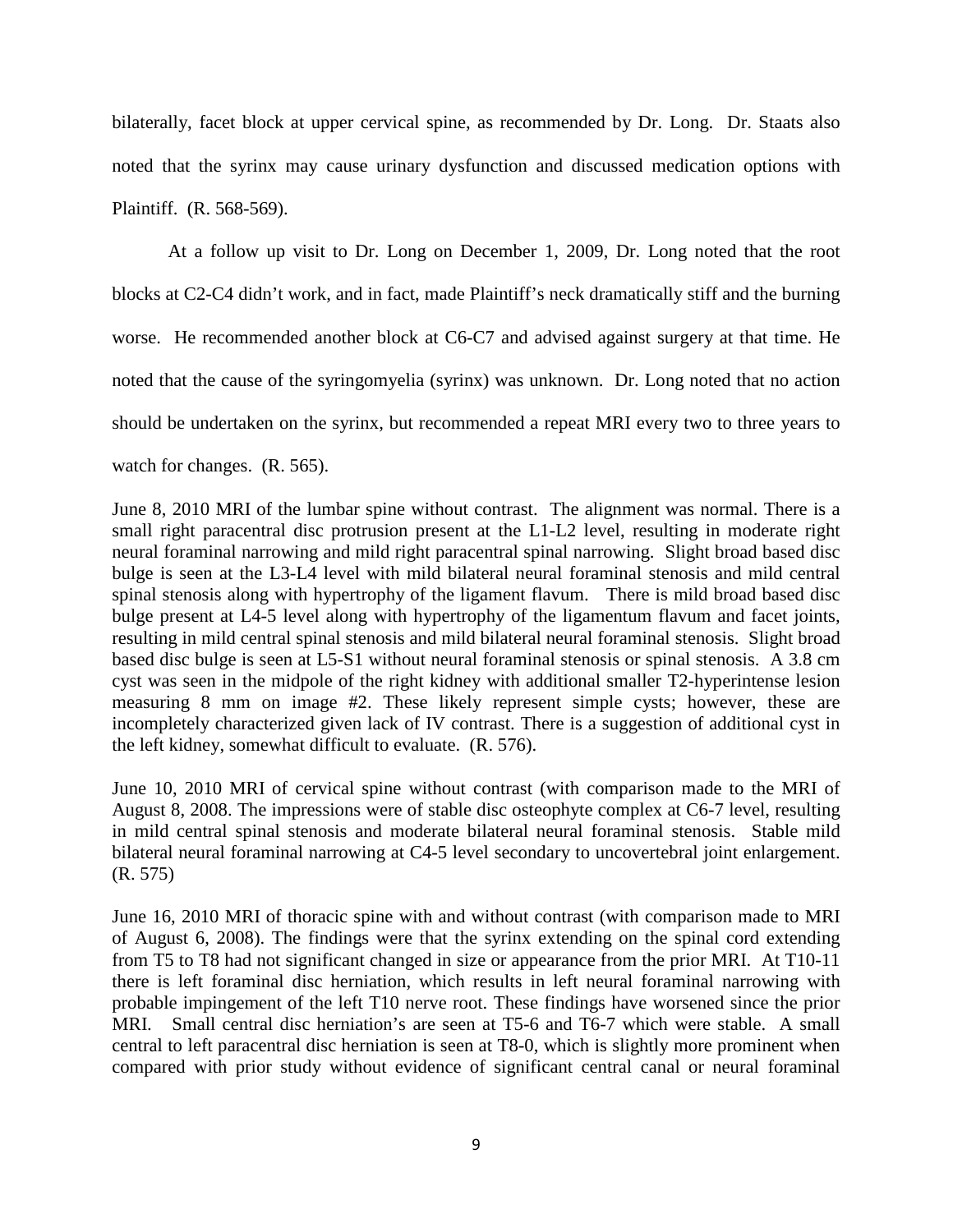bilaterally, facet block at upper cervical spine, as recommended by Dr. Long. Dr. Staats also noted that the syrinx may cause urinary dysfunction and discussed medication options with Plaintiff. (R. 568-569).

At a follow up visit to Dr. Long on December 1, 2009, Dr. Long noted that the root blocks at C2-C4 didn't work, and in fact, made Plaintiff's neck dramatically stiff and the burning worse. He recommended another block at C6-C7 and advised against surgery at that time. He noted that the cause of the syringomyelia (syrinx) was unknown. Dr. Long noted that no action should be undertaken on the syrinx, but recommended a repeat MRI every two to three years to watch for changes. (R. 565).

June 8, 2010 MRI of the lumbar spine without contrast. The alignment was normal. There is a small right paracentral disc protrusion present at the L1-L2 level, resulting in moderate right neural foraminal narrowing and mild right paracentral spinal narrowing. Slight broad based disc bulge is seen at the L3-L4 level with mild bilateral neural foraminal stenosis and mild central spinal stenosis along with hypertrophy of the ligament flavum. There is mild broad based disc bulge present at L4-5 level along with hypertrophy of the ligamentum flavum and facet joints, resulting in mild central spinal stenosis and mild bilateral neural foraminal stenosis. Slight broad based disc bulge is seen at L5-S1 without neural foraminal stenosis or spinal stenosis. A 3.8 cm cyst was seen in the midpole of the right kidney with additional smaller T2-hyperintense lesion measuring 8 mm on image #2. These likely represent simple cysts; however, these are incompletely characterized given lack of IV contrast. There is a suggestion of additional cyst in the left kidney, somewhat difficult to evaluate. (R. 576).

June 10, 2010 MRI of cervical spine without contrast (with comparison made to the MRI of August 8, 2008. The impressions were of stable disc osteophyte complex at C6-7 level, resulting in mild central spinal stenosis and moderate bilateral neural foraminal stenosis. Stable mild bilateral neural foraminal narrowing at C4-5 level secondary to uncovertebral joint enlargement. (R. 575)

June 16, 2010 MRI of thoracic spine with and without contrast (with comparison made to MRI of August 6, 2008). The findings were that the syrinx extending on the spinal cord extending from T5 to T8 had not significant changed in size or appearance from the prior MRI. At T10-11 there is left foraminal disc herniation, which results in left neural foraminal narrowing with probable impingement of the left T10 nerve root. These findings have worsened since the prior MRI. Small central disc herniation's are seen at T5-6 and T6-7 which were stable. A small central to left paracentral disc herniation is seen at T8-0, which is slightly more prominent when compared with prior study without evidence of significant central canal or neural foraminal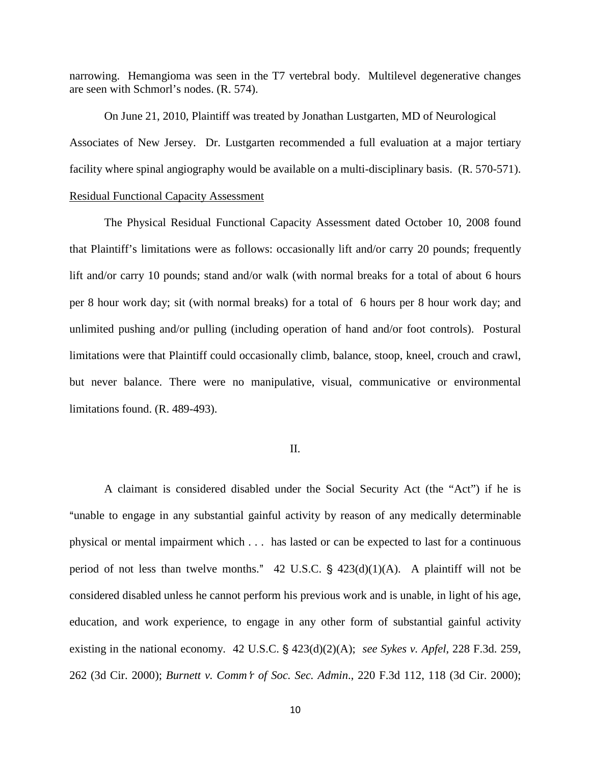narrowing. Hemangioma was seen in the T7 vertebral body. Multilevel degenerative changes are seen with Schmorl's nodes. (R. 574).

On June 21, 2010, Plaintiff was treated by Jonathan Lustgarten, MD of Neurological Associates of New Jersey. Dr. Lustgarten recommended a full evaluation at a major tertiary facility where spinal angiography would be available on a multi-disciplinary basis. (R. 570-571).

Residual Functional Capacity Assessment

The Physical Residual Functional Capacity Assessment dated October 10, 2008 found that Plaintiff's limitations were as follows: occasionally lift and/or carry 20 pounds; frequently lift and/or carry 10 pounds; stand and/or walk (with normal breaks for a total of about 6 hours per 8 hour work day; sit (with normal breaks) for a total of 6 hours per 8 hour work day; and unlimited pushing and/or pulling (including operation of hand and/or foot controls). Postural limitations were that Plaintiff could occasionally climb, balance, stoop, kneel, crouch and crawl, but never balance. There were no manipulative, visual, communicative or environmental limitations found. (R. 489-493).

II.

A claimant is considered disabled under the Social Security Act (the "Act") if he is "unable to engage in any substantial gainful activity by reason of any medically determinable physical or mental impairment which . . . has lasted or can be expected to last for a continuous period of not less than twelve months." 42 U.S.C. § 423(d)(1)(A). A plaintiff will not be considered disabled unless he cannot perform his previous work and is unable, in light of his age, education, and work experience, to engage in any other form of substantial gainful activity existing in the national economy. 42 U.S.C. § 423(d)(2)(A); *see Sykes v. Apfel*, 228 F.3d. 259, 262 (3d Cir. 2000); *Burnett v. Comm'r of Soc. Sec. Admin.*, 220 F.3d 112, 118 (3d Cir. 2000);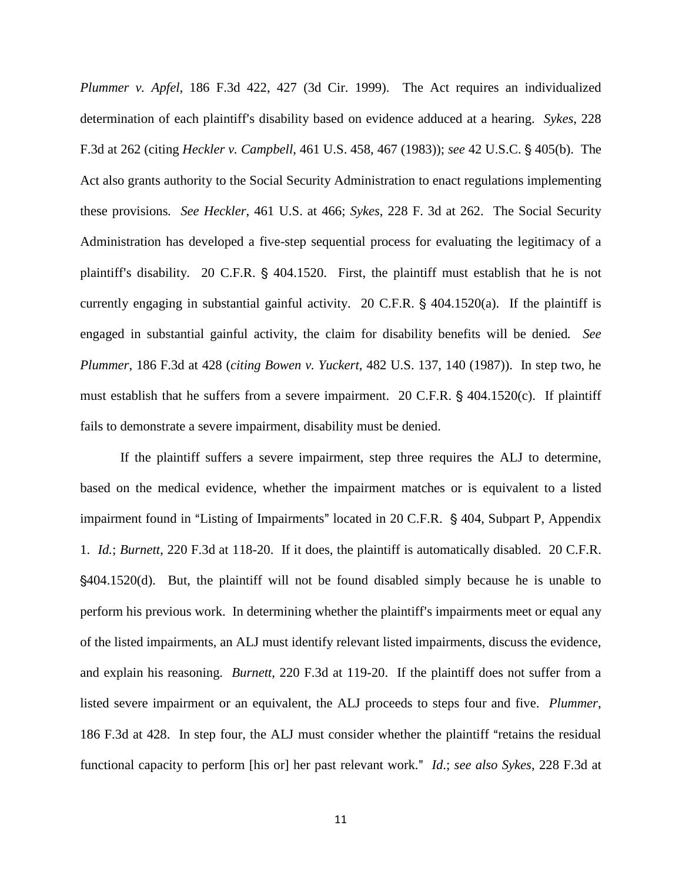*Plummer v. Apfel*, 186 F.3d 422, 427 (3d Cir. 1999). The Act requires an individualized determination of each plaintiff's disability based on evidence adduced at a hearing. *Sykes*, 228 F.3d at 262 (citing *Heckler v. Campbell*, 461 U.S. 458, 467 (1983)); *see* 42 U.S.C. § 405(b). The Act also grants authority to the Social Security Administration to enact regulations implementing these provisions. *See Heckler*, 461 U.S. at 466; *Sykes*, 228 F. 3d at 262. The Social Security Administration has developed a five-step sequential process for evaluating the legitimacy of a plaintiff's disability. 20 C.F.R. § 404.1520. First, the plaintiff must establish that he is not currently engaging in substantial gainful activity. 20 C.F.R. § 404.1520(a). If the plaintiff is engaged in substantial gainful activity, the claim for disability benefits will be denied. *See Plummer*, 186 F.3d at 428 (*citing Bowen v. Yuckert*, 482 U.S. 137, 140 (1987)). In step two, he must establish that he suffers from a severe impairment. 20 C.F.R. § 404.1520(c). If plaintiff fails to demonstrate a severe impairment, disability must be denied.

If the plaintiff suffers a severe impairment, step three requires the ALJ to determine, based on the medical evidence, whether the impairment matches or is equivalent to a listed impairment found in "Listing of Impairments" located in 20 C.F.R. § 404, Subpart P, Appendix 1. *Id.*; *Burnett*, 220 F.3d at 118-20. If it does, the plaintiff is automatically disabled. 20 C.F.R. §404.1520(d). But, the plaintiff will not be found disabled simply because he is unable to perform his previous work. In determining whether the plaintiff's impairments meet or equal any of the listed impairments, an ALJ must identify relevant listed impairments, discuss the evidence, and explain his reasoning. *Burnett*, 220 F.3d at 119-20. If the plaintiff does not suffer from a listed severe impairment or an equivalent, the ALJ proceeds to steps four and five. *Plummer*, 186 F.3d at 428. In step four, the ALJ must consider whether the plaintiff "retains the residual functional capacity to perform [his or] her past relevant work." *Id.*; *see also Sykes*, 228 F.3d at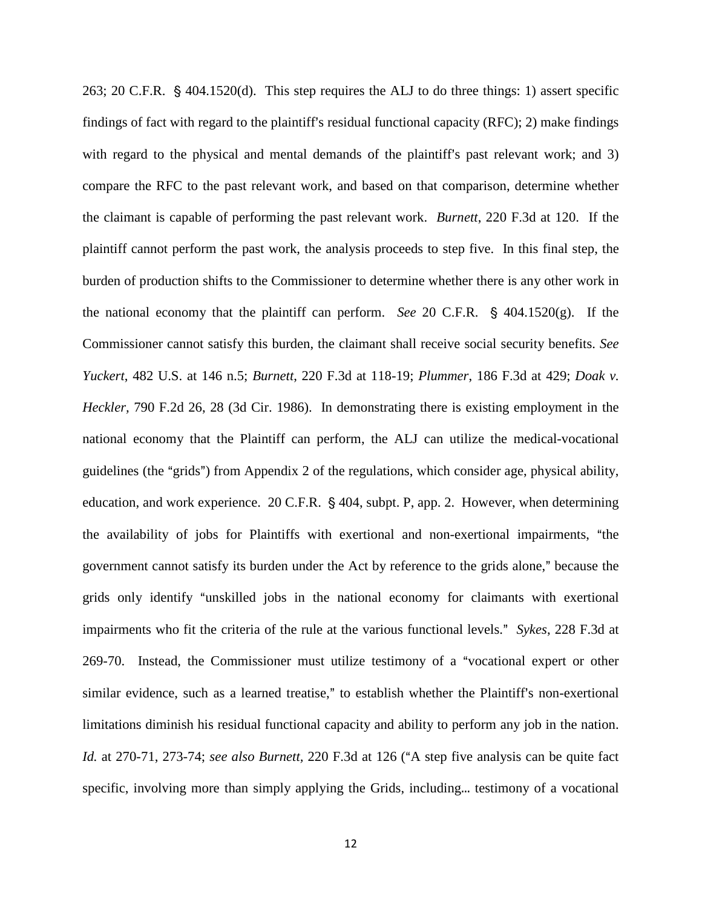263; 20 C.F.R. § 404.1520(d). This step requires the ALJ to do three things: 1) assert specific findings of fact with regard to the plaintiff's residual functional capacity (RFC); 2) make findings with regard to the physical and mental demands of the plaintiff's past relevant work; and 3) compare the RFC to the past relevant work, and based on that comparison, determine whether the claimant is capable of performing the past relevant work. *Burnett*, 220 F.3d at 120. If the plaintiff cannot perform the past work, the analysis proceeds to step five. In this final step, the burden of production shifts to the Commissioner to determine whether there is any other work in the national economy that the plaintiff can perform. *See* 20 C.F.R. § 404.1520(g). If the Commissioner cannot satisfy this burden, the claimant shall receive social security benefits. *See Yuckert*, 482 U.S. at 146 n.5; *Burnett*, 220 F.3d at 118-19; *Plummer*, 186 F.3d at 429; *Doak v. Heckler*, 790 F.2d 26, 28 (3d Cir. 1986). In demonstrating there is existing employment in the national economy that the Plaintiff can perform, the ALJ can utilize the medical-vocational guidelines (the "grids") from Appendix 2 of the regulations, which consider age, physical ability, education, and work experience. 20 C.F.R. § 404, subpt. P, app. 2. However, when determining the availability of jobs for Plaintiffs with exertional and non-exertional impairments, "the government cannot satisfy its burden under the Act by reference to the grids alone," because the grids only identify "unskilled jobs in the national economy for claimants with exertional impairments who fit the criteria of the rule at the various functional levels." *Sykes*, 228 F.3d at 269-70. Instead, the Commissioner must utilize testimony of a "vocational expert or other similar evidence, such as a learned treatise," to establish whether the Plaintiff's non-exertional limitations diminish his residual functional capacity and ability to perform any job in the nation. *Id.* at 270-71, 273-74; *see also Burnett*, 220 F.3d at 126 ("A step five analysis can be quite fact specific, involving more than simply applying the Grids, including… testimony of a vocational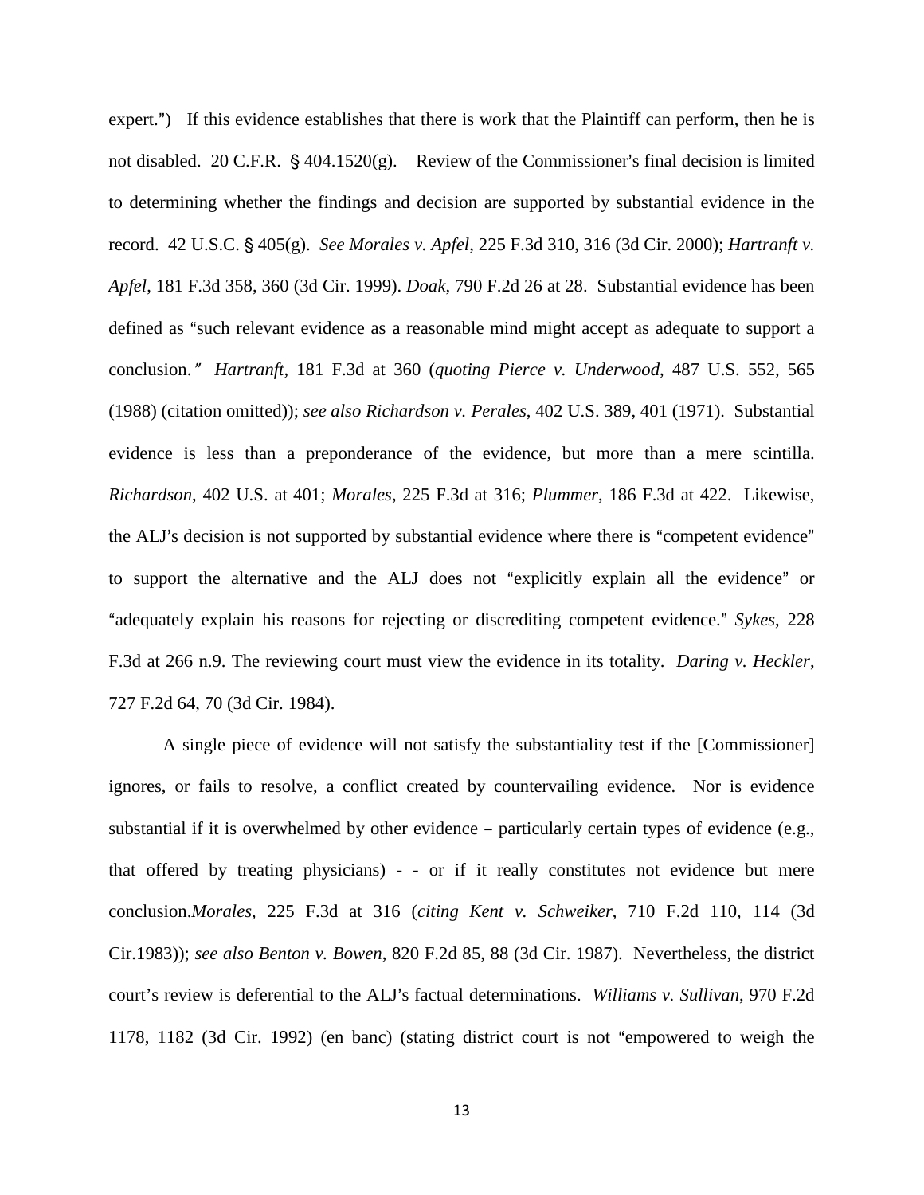expert.") If this evidence establishes that there is work that the Plaintiff can perform, then he is not disabled. 20 C.F.R. § 404.1520(g). Review of the Commissioner's final decision is limited to determining whether the findings and decision are supported by substantial evidence in the record. 42 U.S.C. § 405(g). *See Morales v. Apfel*, 225 F.3d 310, 316 (3d Cir. 2000); *Hartranft v. Apfel*, 181 F.3d 358, 360 (3d Cir. 1999). *Doak*, 790 F.2d 26 at 28. Substantial evidence has been defined as "such relevant evidence as a reasonable mind might accept as adequate to support a conclusion." *Hartranft*, 181 F.3d at 360 (*quoting Pierce v. Underwood*, 487 U.S. 552, 565 (1988) (citation omitted)); *see also Richardson v. Perales*, 402 U.S. 389, 401 (1971). Substantial evidence is less than a preponderance of the evidence, but more than a mere scintilla. *Richardson*, 402 U.S. at 401; *Morales*, 225 F.3d at 316; *Plummer*, 186 F.3d at 422. Likewise, the ALJ's decision is not supported by substantial evidence where there is "competent evidence" to support the alternative and the ALJ does not "explicitly explain all the evidence" or "adequately explain his reasons for rejecting or discrediting competent evidence." *Sykes*, 228 F.3d at 266 n.9. The reviewing court must view the evidence in its totality. *Daring v. Heckler*, 727 F.2d 64, 70 (3d Cir. 1984).

A single piece of evidence will not satisfy the substantiality test if the [Commissioner] ignores, or fails to resolve, a conflict created by countervailing evidence. Nor is evidence substantial if it is overwhelmed by other evidence – particularly certain types of evidence (e.g., that offered by treating physicians) - - or if it really constitutes not evidence but mere conclusion.*Morales*, 225 F.3d at 316 (*citing Kent v. Schweiker*, 710 F.2d 110, 114 (3d Cir.1983)); *see also Benton v. Bowen*, 820 F.2d 85, 88 (3d Cir. 1987). Nevertheless, the district court's review is deferential to the ALJ's factual determinations. *Williams v. Sullivan*, 970 F.2d 1178, 1182 (3d Cir. 1992) (en banc) (stating district court is not "empowered to weigh the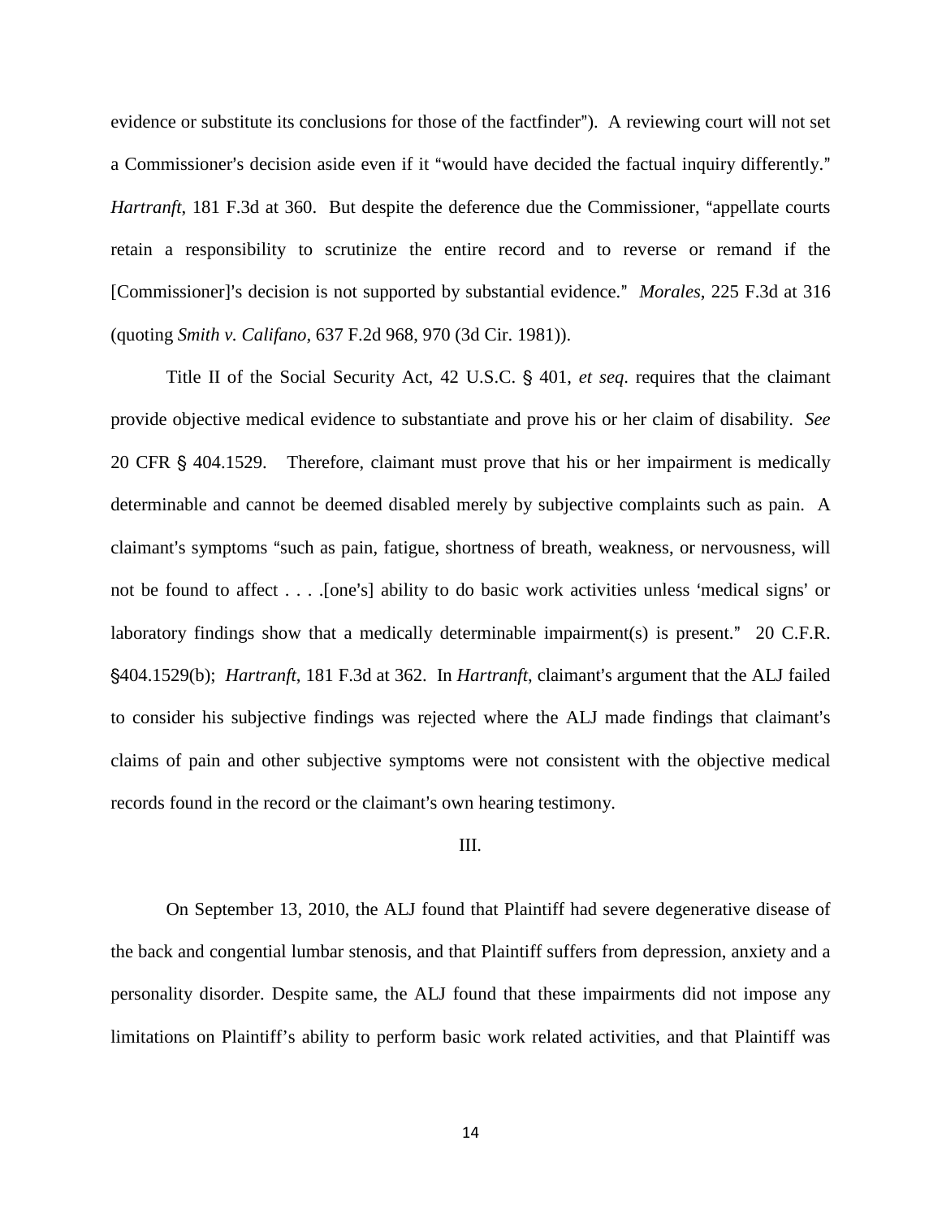evidence or substitute its conclusions for those of the factfinder"). A reviewing court will not set a Commissioner's decision aside even if it "would have decided the factual inquiry differently." *Hartranft*, 181 F.3d at 360. But despite the deference due the Commissioner, "appellate courts retain a responsibility to scrutinize the entire record and to reverse or remand if the [Commissioner]'s decision is not supported by substantial evidence." *Morales*, 225 F.3d at 316 (quoting *Smith v. Califano*, 637 F.2d 968, 970 (3d Cir. 1981)).

Title II of the Social Security Act, 42 U.S.C. § 401, *et seq*. requires that the claimant provide objective medical evidence to substantiate and prove his or her claim of disability. *See* 20 CFR § 404.1529. Therefore, claimant must prove that his or her impairment is medically determinable and cannot be deemed disabled merely by subjective complaints such as pain. A claimant's symptoms "such as pain, fatigue, shortness of breath, weakness, or nervousness, will not be found to affect . . . .[one's] ability to do basic work activities unless 'medical signs' or laboratory findings show that a medically determinable impairment(s) is present." 20 C.F.R. §404.1529(b); *Hartranft*, 181 F.3d at 362. In *Hartranft*, claimant's argument that the ALJ failed to consider his subjective findings was rejected where the ALJ made findings that claimant's claims of pain and other subjective symptoms were not consistent with the objective medical records found in the record or the claimant's own hearing testimony.

## III.

On September 13, 2010, the ALJ found that Plaintiff had severe degenerative disease of the back and congential lumbar stenosis, and that Plaintiff suffers from depression, anxiety and a personality disorder. Despite same, the ALJ found that these impairments did not impose any limitations on Plaintiff's ability to perform basic work related activities, and that Plaintiff was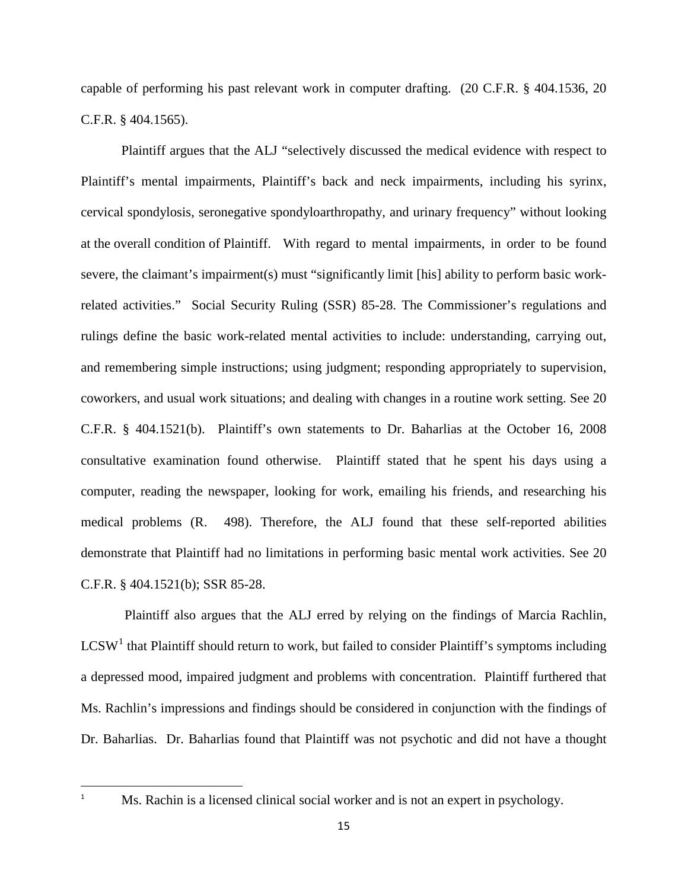capable of performing his past relevant work in computer drafting. (20 C.F.R. § 404.1536, 20 C.F.R. § 404.1565).

Plaintiff argues that the ALJ "selectively discussed the medical evidence with respect to Plaintiff's mental impairments, Plaintiff's back and neck impairments, including his syrinx, cervical spondylosis, seronegative spondyloarthropathy, and urinary frequency" without looking at the overall condition of Plaintiff. With regard to mental impairments, in order to be found severe, the claimant's impairment(s) must "significantly limit [his] ability to perform basic work-related activities." Social Security Ruling (SSR) 85-28. The Commissioner's regulations and rulings define the basic work-related mental activities to include: understanding, carrying out, and remembering simple instructions; using judgment; responding appropriately to supervision, coworkers, and usual work situations; and dealing with changes in a routine work setting. See 20 C.F.R. § 404.1521(b). Plaintiff's own statements to Dr. Baharlias at the October 16, 2008 consultative examination found otherwise. Plaintiff stated that he spent his days using a computer, reading the newspaper, looking for work, emailing his friends, and researching his medical problems (R. 498). Therefore, the ALJ found that these self-reported abilities demonstrate that Plaintiff had no limitations in performing basic mental work activities. See 20 C.F.R. § 404.1521(b); SSR 85-28.

Plaintiff also argues that the ALJ erred by relying on the findings of Marcia Rachlin, LCSW[1] that Plaintiff should return to work, but failed to consider Plaintiff's symptoms including a depressed mood, impaired judgment and problems with concentration. Plaintiff furthered that Ms. Rachlin's impressions and findings should be considered in conjunction with the findings of Dr. Baharlias. Dr. Baharlias found that Plaintiff was not psychotic and did not have a thought

[1] Ms. Rachin is a licensed clinical social worker and is not an expert in psychology.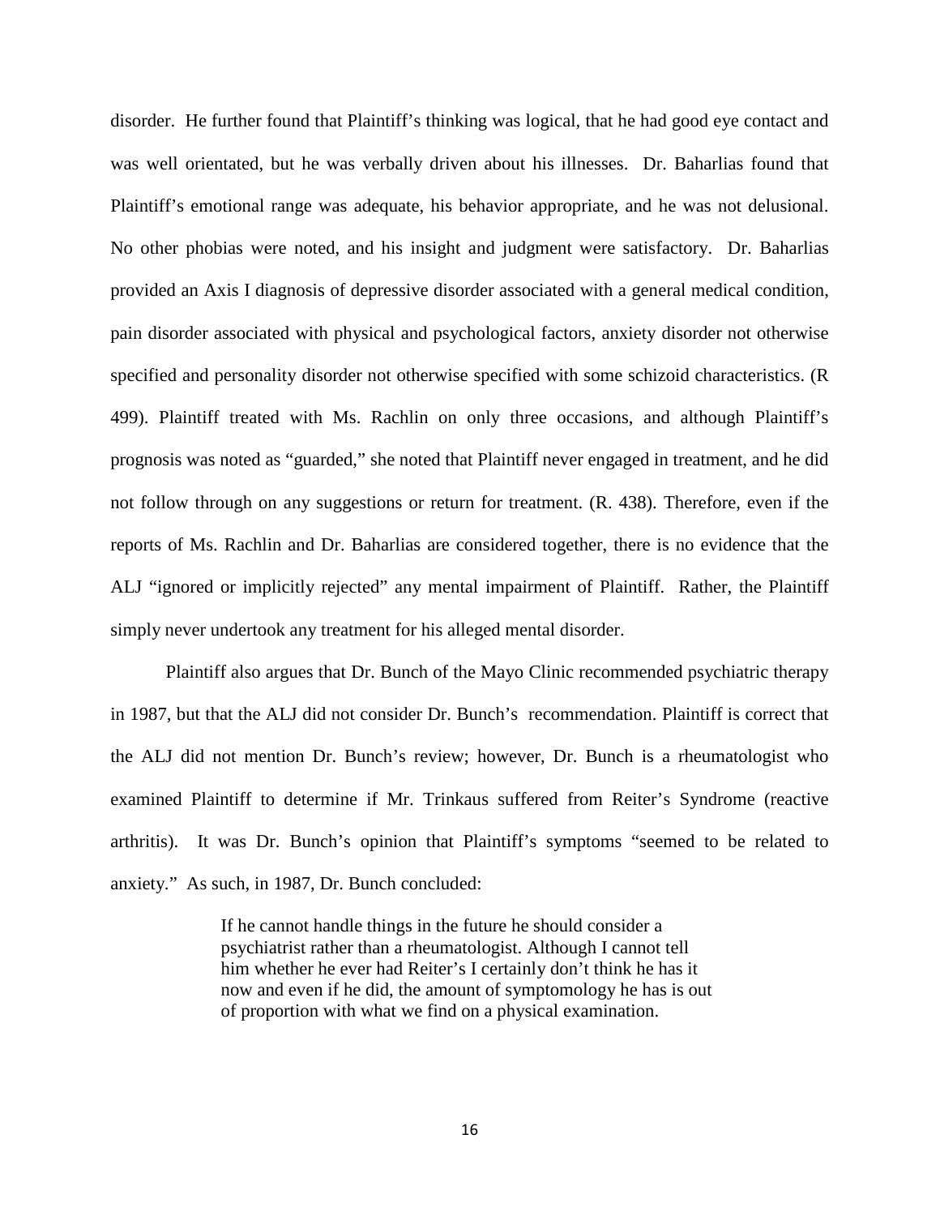disorder. He further found that Plaintiff's thinking was logical, that he had good eye contact and was well orientated, but he was verbally driven about his illnesses. Dr. Baharlias found that Plaintiff's emotional range was adequate, his behavior appropriate, and he was not delusional. No other phobias were noted, and his insight and judgment were satisfactory. Dr. Baharlias provided an Axis I diagnosis of depressive disorder associated with a general medical condition, pain disorder associated with physical and psychological factors, anxiety disorder not otherwise specified and personality disorder not otherwise specified with some schizoid characteristics. (R 499). Plaintiff treated with Ms. Rachlin on only three occasions, and although Plaintiff's prognosis was noted as "guarded," she noted that Plaintiff never engaged in treatment, and he did not follow through on any suggestions or return for treatment. (R. 438). Therefore, even if the reports of Ms. Rachlin and Dr. Baharlias are considered together, there is no evidence that the ALJ "ignored or implicitly rejected" any mental impairment of Plaintiff. Rather, the Plaintiff simply never undertook any treatment for his alleged mental disorder.

Plaintiff also argues that Dr. Bunch of the Mayo Clinic recommended psychiatric therapy in 1987, but that the ALJ did not consider Dr. Bunch's recommendation. Plaintiff is correct that the ALJ did not mention Dr. Bunch's review; however, Dr. Bunch is a rheumatologist who examined Plaintiff to determine if Mr. Trinkaus suffered from Reiter's Syndrome (reactive arthritis). It was Dr. Bunch's opinion that Plaintiff's symptoms "seemed to be related to anxiety." As such, in 1987, Dr. Bunch concluded:

> If he cannot handle things in the future he should consider a psychiatrist rather than a rheumatologist. Although I cannot tell him whether he ever had Reiter's I certainly don't think he has it now and even if he did, the amount of symptomology he has is out of proportion with what we find on a physical examination.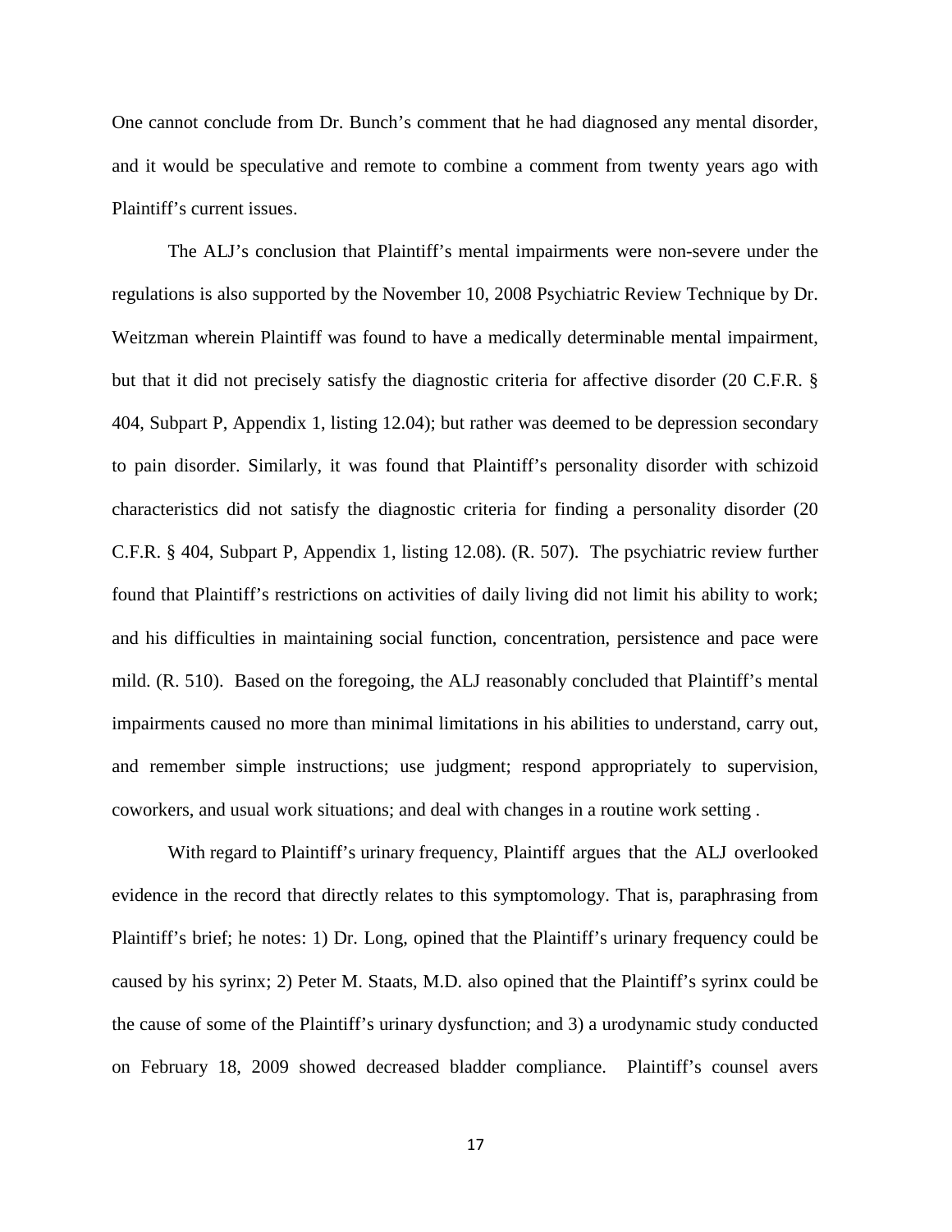One cannot conclude from Dr. Bunch's comment that he had diagnosed any mental disorder, and it would be speculative and remote to combine a comment from twenty years ago with Plaintiff's current issues.

The ALJ's conclusion that Plaintiff's mental impairments were non-severe under the regulations is also supported by the November 10, 2008 Psychiatric Review Technique by Dr. Weitzman wherein Plaintiff was found to have a medically determinable mental impairment, but that it did not precisely satisfy the diagnostic criteria for affective disorder (20 C.F.R. § 404, Subpart P, Appendix 1, listing 12.04); but rather was deemed to be depression secondary to pain disorder. Similarly, it was found that Plaintiff's personality disorder with schizoid characteristics did not satisfy the diagnostic criteria for finding a personality disorder (20 C.F.R. § 404, Subpart P, Appendix 1, listing 12.08). (R. 507). The psychiatric review further found that Plaintiff's restrictions on activities of daily living did not limit his ability to work; and his difficulties in maintaining social function, concentration, persistence and pace were mild. (R. 510). Based on the foregoing, the ALJ reasonably concluded that Plaintiff's mental impairments caused no more than minimal limitations in his abilities to understand, carry out, and remember simple instructions; use judgment; respond appropriately to supervision, coworkers, and usual work situations; and deal with changes in a routine work setting .

With regard to Plaintiff's urinary frequency, Plaintiff argues that the ALJ overlooked evidence in the record that directly relates to this symptomology. That is, paraphrasing from Plaintiff's brief; he notes: 1) Dr. Long, opined that the Plaintiff's urinary frequency could be caused by his syrinx; 2) Peter M. Staats, M.D. also opined that the Plaintiff's syrinx could be the cause of some of the Plaintiff's urinary dysfunction; and 3) a urodynamic study conducted on February 18, 2009 showed decreased bladder compliance. Plaintiff's counsel avers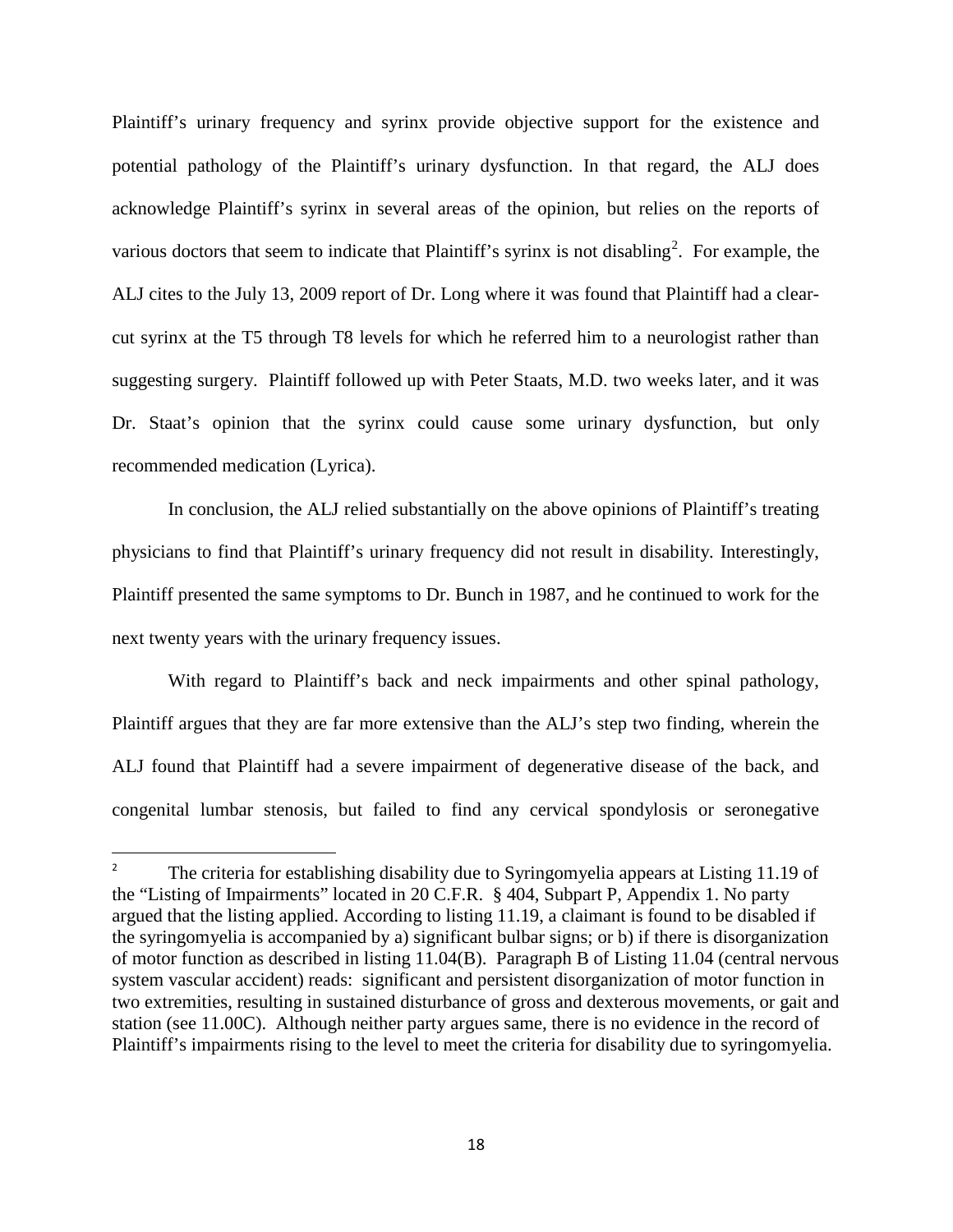Plaintiff's urinary frequency and syrinx provide objective support for the existence and potential pathology of the Plaintiff's urinary dysfunction. In that regard, the ALJ does acknowledge Plaintiff's syrinx in several areas of the opinion, but relies on the reports of various doctors that seem to indicate that Plaintiff's syrinx is not disabling[2]. For example, the ALJ cites to the July 13, 2009 report of Dr. Long where it was found that Plaintiff had a clear-cut syrinx at the T5 through T8 levels for which he referred him to a neurologist rather than suggesting surgery. Plaintiff followed up with Peter Staats, M.D. two weeks later, and it was Dr. Staat's opinion that the syrinx could cause some urinary dysfunction, but only recommended medication (Lyrica).

In conclusion, the ALJ relied substantially on the above opinions of Plaintiff's treating physicians to find that Plaintiff's urinary frequency did not result in disability. Interestingly, Plaintiff presented the same symptoms to Dr. Bunch in 1987, and he continued to work for the next twenty years with the urinary frequency issues.

With regard to Plaintiff's back and neck impairments and other spinal pathology, Plaintiff argues that they are far more extensive than the ALJ's step two finding, wherein the ALJ found that Plaintiff had a severe impairment of degenerative disease of the back, and congenital lumbar stenosis, but failed to find any cervical spondylosis or seronegative

---

[2] The criteria for establishing disability due to Syringomyelia appears at Listing 11.19 of the "Listing of Impairments" located in 20 C.F.R. § 404, Subpart P, Appendix 1. No party argued that the listing applied. According to listing 11.19, a claimant is found to be disabled if the syringomyelia is accompanied by a) significant bulbar signs; or b) if there is disorganization of motor function as described in listing 11.04(B). Paragraph B of Listing 11.04 (central nervous system vascular accident) reads: significant and persistent disorganization of motor function in two extremities, resulting in sustained disturbance of gross and dexterous movements, or gait and station (see 11.00C). Although neither party argues same, there is no evidence in the record of Plaintiff's impairments rising to the level to meet the criteria for disability due to syringomyelia.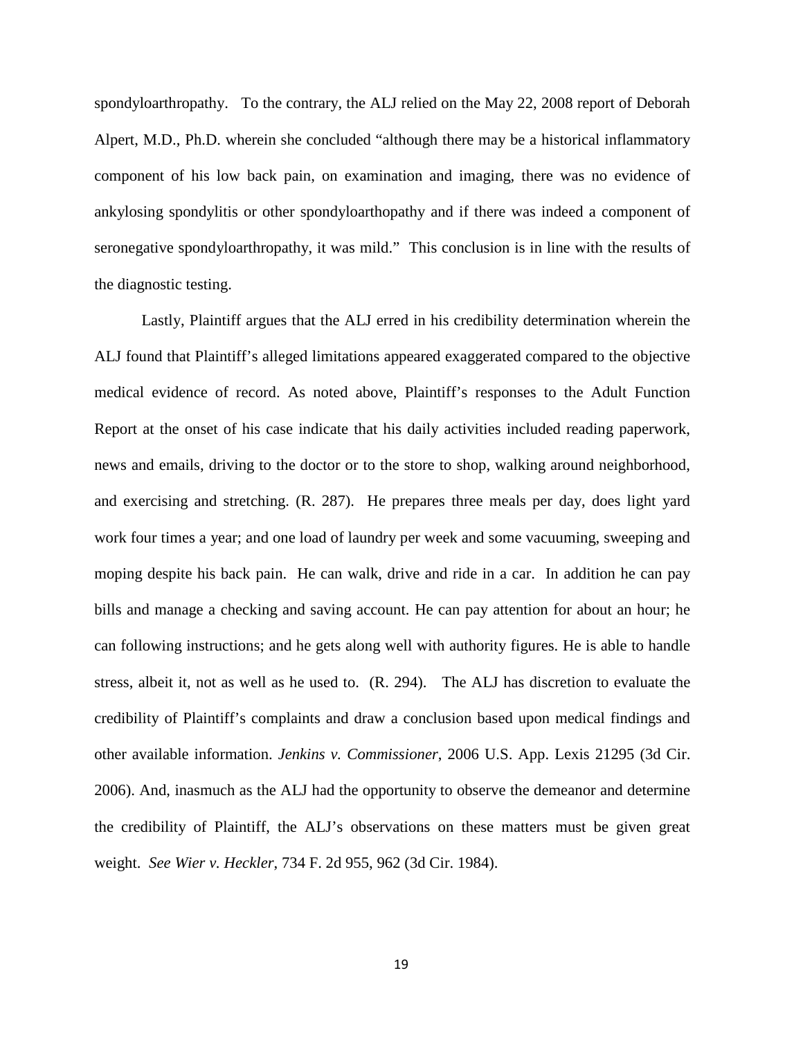spondyloarthropathy. To the contrary, the ALJ relied on the May 22, 2008 report of Deborah Alpert, M.D., Ph.D. wherein she concluded "although there may be a historical inflammatory component of his low back pain, on examination and imaging, there was no evidence of ankylosing spondylitis or other spondyloarthopathy and if there was indeed a component of seronegative spondyloarthropathy, it was mild." This conclusion is in line with the results of the diagnostic testing.

Lastly, Plaintiff argues that the ALJ erred in his credibility determination wherein the ALJ found that Plaintiff's alleged limitations appeared exaggerated compared to the objective medical evidence of record. As noted above, Plaintiff's responses to the Adult Function Report at the onset of his case indicate that his daily activities included reading paperwork, news and emails, driving to the doctor or to the store to shop, walking around neighborhood, and exercising and stretching. (R. 287). He prepares three meals per day, does light yard work four times a year; and one load of laundry per week and some vacuuming, sweeping and moping despite his back pain. He can walk, drive and ride in a car. In addition he can pay bills and manage a checking and saving account. He can pay attention for about an hour; he can following instructions; and he gets along well with authority figures. He is able to handle stress, albeit it, not as well as he used to. (R. 294). The ALJ has discretion to evaluate the credibility of Plaintiff's complaints and draw a conclusion based upon medical findings and other available information. *Jenkins v. Commissioner*, 2006 U.S. App. Lexis 21295 (3d Cir. 2006). And, inasmuch as the ALJ had the opportunity to observe the demeanor and determine the credibility of Plaintiff, the ALJ's observations on these matters must be given great weight. *See Wier v. Heckler*, 734 F. 2d 955, 962 (3d Cir. 1984).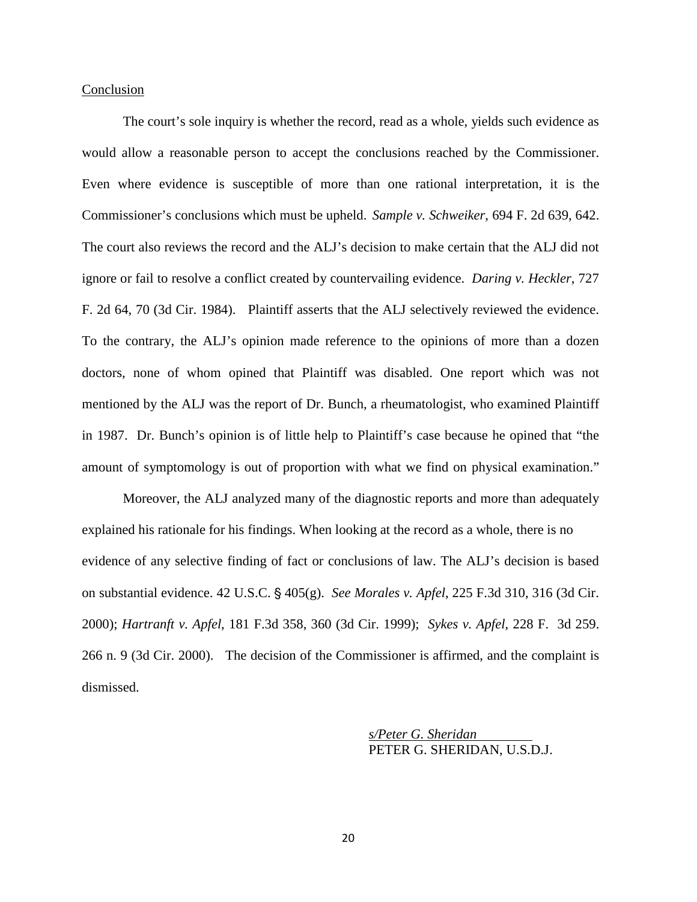Conclusion

The court's sole inquiry is whether the record, read as a whole, yields such evidence as would allow a reasonable person to accept the conclusions reached by the Commissioner. Even where evidence is susceptible of more than one rational interpretation, it is the Commissioner's conclusions which must be upheld. *Sample v. Schweiker*, 694 F. 2d 639, 642. The court also reviews the record and the ALJ's decision to make certain that the ALJ did not ignore or fail to resolve a conflict created by countervailing evidence. *Daring v. Heckler*, 727 F. 2d 64, 70 (3d Cir. 1984). Plaintiff asserts that the ALJ selectively reviewed the evidence. To the contrary, the ALJ's opinion made reference to the opinions of more than a dozen doctors, none of whom opined that Plaintiff was disabled. One report which was not mentioned by the ALJ was the report of Dr. Bunch, a rheumatologist, who examined Plaintiff in 1987. Dr. Bunch's opinion is of little help to Plaintiff's case because he opined that "the amount of symptomology is out of proportion with what we find on physical examination."

Moreover, the ALJ analyzed many of the diagnostic reports and more than adequately explained his rationale for his findings. When looking at the record as a whole, there is no evidence of any selective finding of fact or conclusions of law. The ALJ's decision is based on substantial evidence. 42 U.S.C. § 405(g). *See Morales v. Apfel*, 225 F.3d 310, 316 (3d Cir. 2000); *Hartranft v. Apfel*, 181 F.3d 358, 360 (3d Cir. 1999); *Sykes v. Apfel*, 228 F. 3d 259. 266 n. 9 (3d Cir. 2000). The decision of the Commissioner is affirmed, and the complaint is dismissed.

*s/Peter G. Sheridan*
PETER G. SHERIDAN, U.S.D.J.